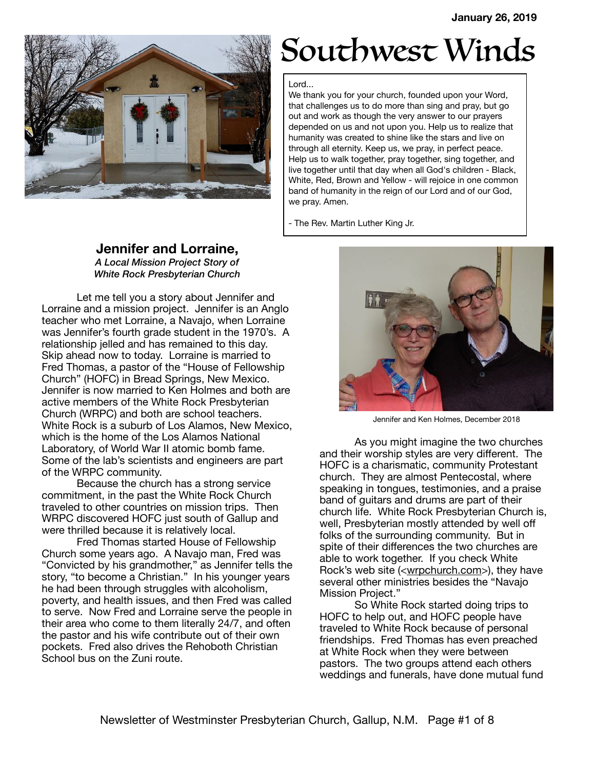January 26, 2019

# Southwest Winds

Lord...
We thank you for your church, founded upon your Word, that challenges us to do more than sing and pray, but go out and work as though the very answer to our prayers depended on us and not upon you. Help us to realize that humanity was created to shine like the stars and live on through all eternity. Keep us, we pray, in perfect peace. Help us to walk together, pray together, sing together, and live together until that day when all God's children - Black, White, Red, Brown and Yellow - will rejoice in one common band of humanity in the reign of our Lord and of our God, we pray. Amen.

- The Rev. Martin Luther King Jr.

## Jennifer and Lorraine,

*A Local Mission Project Story of White Rock Presbyterian Church*

Let me tell you a story about Jennifer and Lorraine and a mission project. Jennifer is an Anglo teacher who met Lorraine, a Navajo, when Lorraine was Jennifer's fourth grade student in the 1970's. A relationship jelled and has remained to this day. Skip ahead now to today. Lorraine is married to Fred Thomas, a pastor of the "House of Fellowship Church" (HOFC) in Bread Springs, New Mexico. Jennifer is now married to Ken Holmes and both are active members of the White Rock Presbyterian Church (WRPC) and both are school teachers. White Rock is a suburb of Los Alamos, New Mexico, which is the home of the Los Alamos National Laboratory, of World War II atomic bomb fame. Some of the lab's scientists and engineers are part of the WRPC community.

Because the church has a strong service commitment, in the past the White Rock Church traveled to other countries on mission trips. Then WRPC discovered HOFC just south of Gallup and were thrilled because it is relatively local.

Fred Thomas started House of Fellowship Church some years ago. A Navajo man, Fred was "Convicted by his grandmother," as Jennifer tells the story, "to become a Christian." In his younger years he had been through struggles with alcoholism, poverty, and health issues, and then Fred was called to serve. Now Fred and Lorraine serve the people in their area who come to them literally 24/7, and often the pastor and his wife contribute out of their own pockets. Fred also drives the Rehoboth Christian School bus on the Zuni route.

Jennifer and Ken Holmes, December 2018

As you might imagine the two churches and their worship styles are very different. The HOFC is a charismatic, community Protestant church. They are almost Pentecostal, where speaking in tongues, testimonies, and a praise band of guitars and drums are part of their church life. White Rock Presbyterian Church is, well, Presbyterian mostly attended by well off folks of the surrounding community. But in spite of their differences the two churches are able to work together. If you check White Rock's web site (<wrpchurch.com>), they have several other ministries besides the "Navajo Mission Project."

So White Rock started doing trips to HOFC to help out, and HOFC people have traveled to White Rock because of personal friendships. Fred Thomas has even preached at White Rock when they were between pastors. The two groups attend each others weddings and funerals, have done mutual fund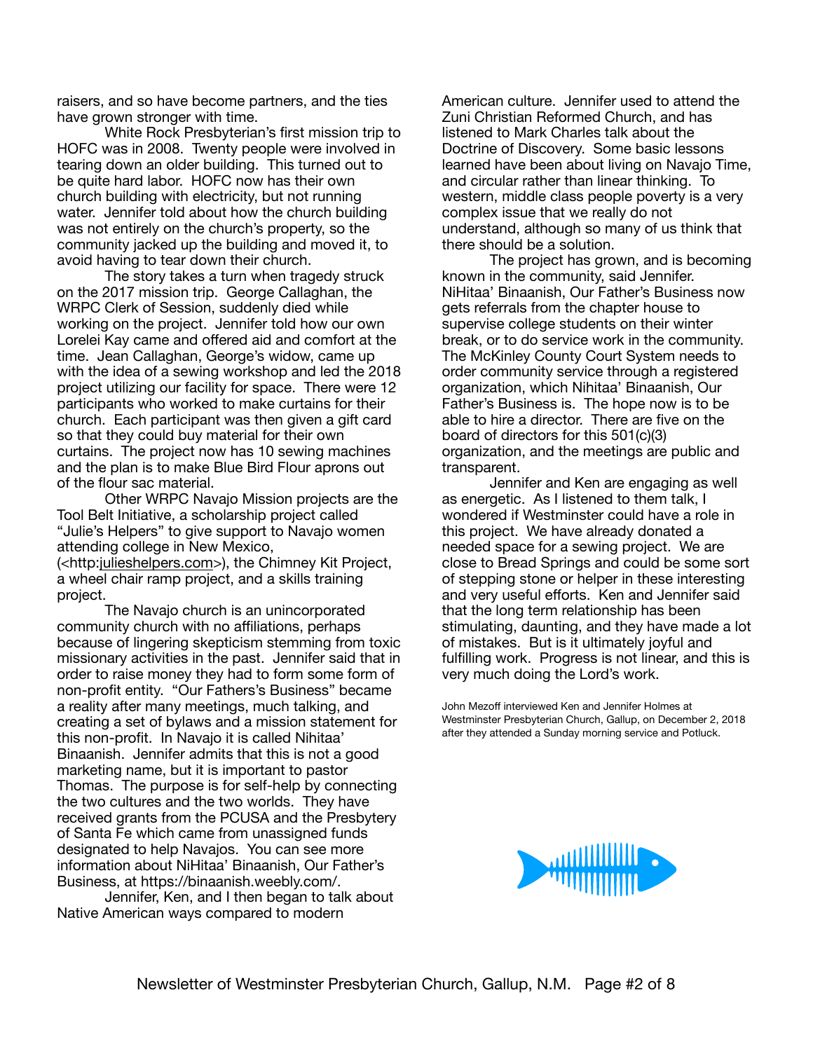raisers, and so have become partners, and the ties have grown stronger with time.

White Rock Presbyterian's first mission trip to HOFC was in 2008. Twenty people were involved in tearing down an older building. This turned out to be quite hard labor. HOFC now has their own church building with electricity, but not running water. Jennifer told about how the church building was not entirely on the church's property, so the community jacked up the building and moved it, to avoid having to tear down their church.

The story takes a turn when tragedy struck on the 2017 mission trip. George Callaghan, the WRPC Clerk of Session, suddenly died while working on the project. Jennifer told how our own Lorelei Kay came and offered aid and comfort at the time. Jean Callaghan, George's widow, came up with the idea of a sewing workshop and led the 2018 project utilizing our facility for space. There were 12 participants who worked to make curtains for their church. Each participant was then given a gift card so that they could buy material for their own curtains. The project now has 10 sewing machines and the plan is to make Blue Bird Flour aprons out of the flour sac material.

Other WRPC Navajo Mission projects are the Tool Belt Initiative, a scholarship project called "Julie's Helpers" to give support to Navajo women attending college in New Mexico, (<http:julieshelpers.com>), the Chimney Kit Project, a wheel chair ramp project, and a skills training project.

The Navajo church is an unincorporated community church with no affiliations, perhaps because of lingering skepticism stemming from toxic missionary activities in the past. Jennifer said that in order to raise money they had to form some form of non-profit entity. "Our Fathers's Business" became a reality after many meetings, much talking, and creating a set of bylaws and a mission statement for this non-profit. In Navajo it is called Nihitaa' Binaanish. Jennifer admits that this is not a good marketing name, but it is important to pastor Thomas. The purpose is for self-help by connecting the two cultures and the two worlds. They have received grants from the PCUSA and the Presbytery of Santa Fe which came from unassigned funds designated to help Navajos. You can see more information about NiHitaa' Binaanish, Our Father's Business, at https://binaanish.weebly.com/.

Jennifer, Ken, and I then began to talk about Native American ways compared to modern American culture. Jennifer used to attend the Zuni Christian Reformed Church, and has listened to Mark Charles talk about the Doctrine of Discovery. Some basic lessons learned have been about living on Navajo Time, and circular rather than linear thinking. To western, middle class people poverty is a very complex issue that we really do not understand, although so many of us think that there should be a solution.

The project has grown, and is becoming known in the community, said Jennifer. NiHitaa' Binaanish, Our Father's Business now gets referrals from the chapter house to supervise college students on their winter break, or to do service work in the community. The McKinley County Court System needs to order community service through a registered organization, which Nihitaa' Binaanish, Our Father's Business is. The hope now is to be able to hire a director. There are five on the board of directors for this 501(c)(3) organization, and the meetings are public and transparent.

Jennifer and Ken are engaging as well as energetic. As I listened to them talk, I wondered if Westminster could have a role in this project. We have already donated a needed space for a sewing project. We are close to Bread Springs and could be some sort of stepping stone or helper in these interesting and very useful efforts. Ken and Jennifer said that the long term relationship has been stimulating, daunting, and they have made a lot of mistakes. But is it ultimately joyful and fulfilling work. Progress is not linear, and this is very much doing the Lord's work.

John Mezoff interviewed Ken and Jennifer Holmes at Westminster Presbyterian Church, Gallup, on December 2, 2018 after they attended a Sunday morning service and Potluck.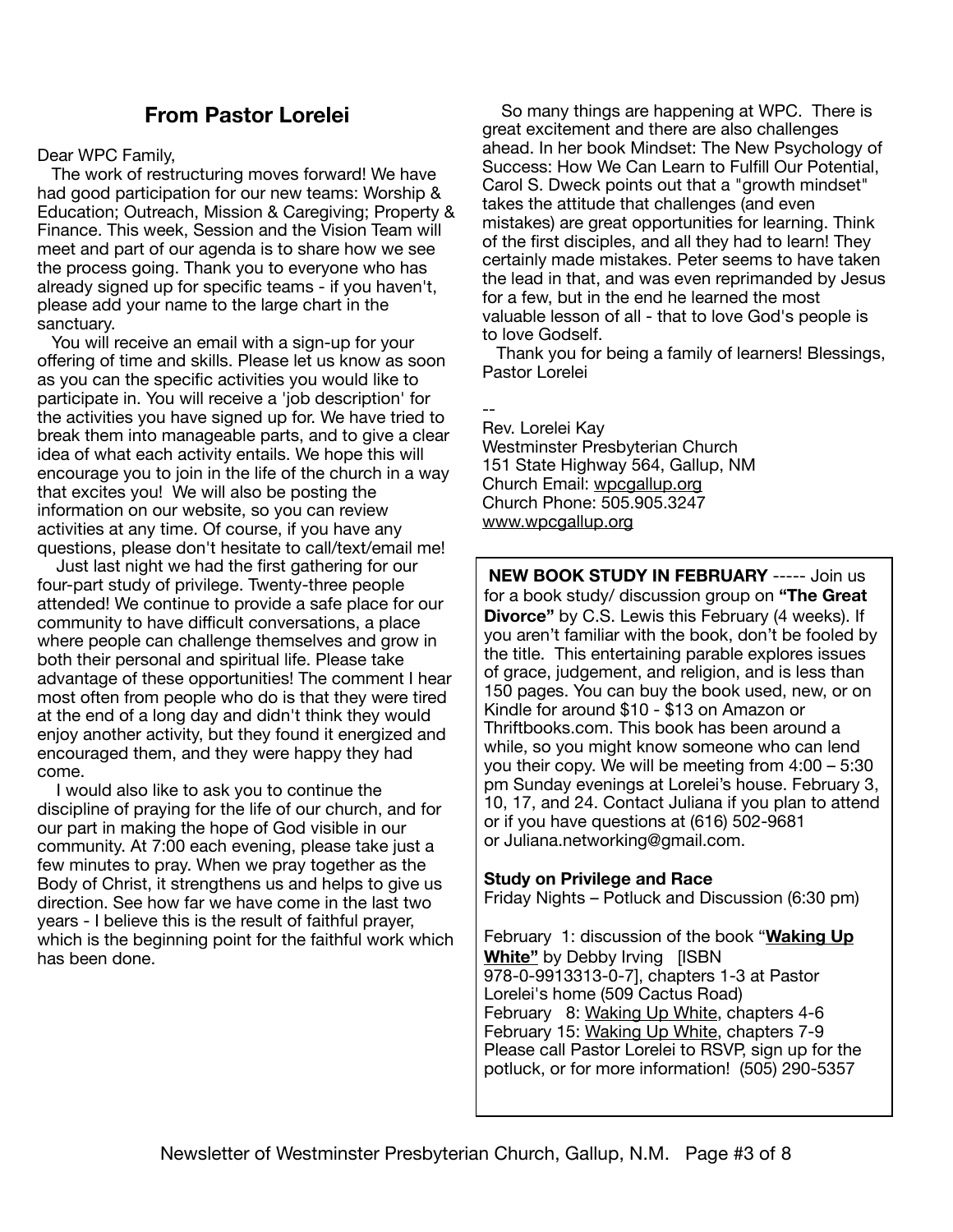## From Pastor Lorelei

Dear WPC Family,

The work of restructuring moves forward! We have had good participation for our new teams: Worship & Education; Outreach, Mission & Caregiving; Property & Finance. This week, Session and the Vision Team will meet and part of our agenda is to share how we see the process going. Thank you to everyone who has already signed up for specific teams - if you haven't, please add your name to the large chart in the sanctuary.

You will receive an email with a sign-up for your offering of time and skills. Please let us know as soon as you can the specific activities you would like to participate in. You will receive a 'job description' for the activities you have signed up for. We have tried to break them into manageable parts, and to give a clear idea of what each activity entails. We hope this will encourage you to join in the life of the church in a way that excites you! We will also be posting the information on our website, so you can review activities at any time. Of course, if you have any questions, please don't hesitate to call/text/email me!

Just last night we had the first gathering for our four-part study of privilege. Twenty-three people attended! We continue to provide a safe place for our community to have difficult conversations, a place where people can challenge themselves and grow in both their personal and spiritual life. Please take advantage of these opportunities! The comment I hear most often from people who do is that they were tired at the end of a long day and didn't think they would enjoy another activity, but they found it energized and encouraged them, and they were happy they had come.

I would also like to ask you to continue the discipline of praying for the life of our church, and for our part in making the hope of God visible in our community. At 7:00 each evening, please take just a few minutes to pray. When we pray together as the Body of Christ, it strengthens us and helps to give us direction. See how far we have come in the last two years - I believe this is the result of faithful prayer, which is the beginning point for the faithful work which has been done.

So many things are happening at WPC. There is great excitement and there are also challenges ahead. In her book Mindset: The New Psychology of Success: How We Can Learn to Fulfill Our Potential, Carol S. Dweck points out that a "growth mindset" takes the attitude that challenges (and even mistakes) are great opportunities for learning. Think of the first disciples, and all they had to learn! They certainly made mistakes. Peter seems to have taken the lead in that, and was even reprimanded by Jesus for a few, but in the end he learned the most valuable lesson of all - that to love God's people is to love Godself.

Thank you for being a family of learners! Blessings,
Pastor Lorelei

--
Rev. Lorelei Kay
Westminster Presbyterian Church
151 State Highway 564, Gallup, NM
Church Email: wpcgallup.org
Church Phone: 505.905.3247
www.wpcgallup.org

**NEW BOOK STUDY IN FEBRUARY** ----- Join us for a book study/ discussion group on **"The Great Divorce"** by C.S. Lewis this February (4 weeks). If you aren't familiar with the book, don't be fooled by the title. This entertaining parable explores issues of grace, judgement, and religion, and is less than 150 pages. You can buy the book used, new, or on Kindle for around $10 - $13 on Amazon or Thriftbooks.com. This book has been around a while, so you might know someone who can lend you their copy. We will be meeting from 4:00 – 5:30 pm Sunday evenings at Lorelei's house. February 3, 10, 17, and 24. Contact Juliana if you plan to attend or if you have questions at (616) 502-9681 or Juliana.networking@gmail.com.

**Study on Privilege and Race**
Friday Nights – Potluck and Discussion (6:30 pm)

February 1: discussion of the book "**Waking Up White"** by Debby Irving [ISBN 978-0-9913313-0-7], chapters 1-3 at Pastor Lorelei's home (509 Cactus Road)
February 8: Waking Up White, chapters 4-6
February 15: Waking Up White, chapters 7-9
Please call Pastor Lorelei to RSVP, sign up for the potluck, or for more information! (505) 290-5357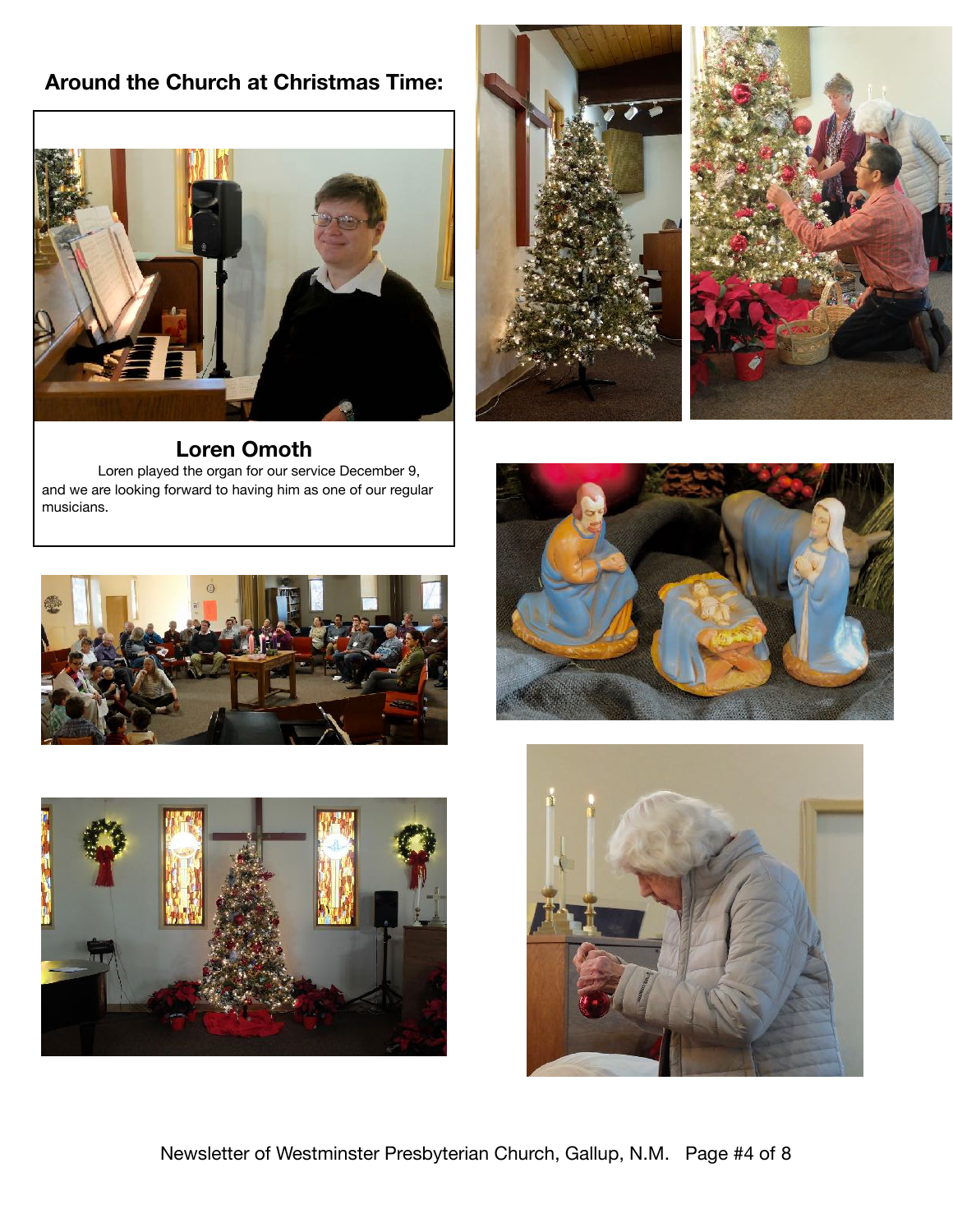## Around the Church at Christmas Time:

### Loren Omoth

Loren played the organ for our service December 9, and we are looking forward to having him as one of our regular musicians.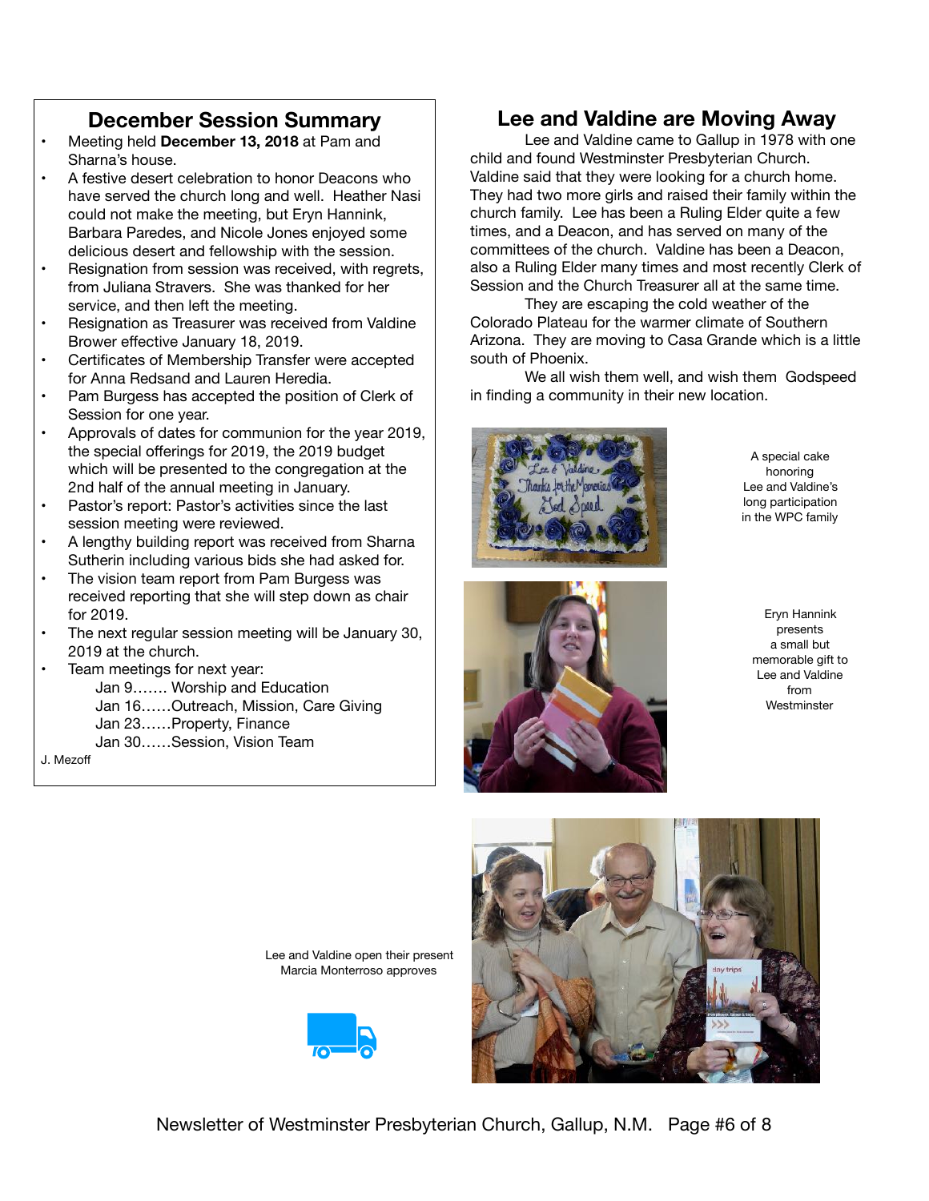## December Session Summary

- Meeting held **December 13, 2018** at Pam and Sharna's house.
- A festive desert celebration to honor Deacons who have served the church long and well. Heather Nasi could not make the meeting, but Eryn Hannink, Barbara Paredes, and Nicole Jones enjoyed some delicious desert and fellowship with the session.
- Resignation from session was received, with regrets, from Juliana Stravers. She was thanked for her service, and then left the meeting.
- Resignation as Treasurer was received from Valdine Brower effective January 18, 2019.
- Certificates of Membership Transfer were accepted for Anna Redsand and Lauren Heredia.
- Pam Burgess has accepted the position of Clerk of Session for one year.
- Approvals of dates for communion for the year 2019, the special offerings for 2019, the 2019 budget which will be presented to the congregation at the 2nd half of the annual meeting in January.
- Pastor's report: Pastor's activities since the last session meeting were reviewed.
- A lengthy building report was received from Sharna Sutherin including various bids she had asked for.
- The vision team report from Pam Burgess was received reporting that she will step down as chair for 2019.
- The next regular session meeting will be January 30, 2019 at the church.
- Team meetings for next year:
  - Jan 9……. Worship and Education
  - Jan 16……Outreach, Mission, Care Giving
  - Jan 23……Property, Finance
  - Jan 30……Session, Vision Team

J. Mezoff

## Lee and Valdine are Moving Away

Lee and Valdine came to Gallup in 1978 with one child and found Westminster Presbyterian Church. Valdine said that they were looking for a church home. They had two more girls and raised their family within the church family. Lee has been a Ruling Elder quite a few times, and a Deacon, and has served on many of the committees of the church. Valdine has been a Deacon, also a Ruling Elder many times and most recently Clerk of Session and the Church Treasurer all at the same time.

They are escaping the cold weather of the Colorado Plateau for the warmer climate of Southern Arizona. They are moving to Casa Grande which is a little south of Phoenix.

We all wish them well, and wish them Godspeed in finding a community in their new location.

A special cake honoring Lee and Valdine's long participation in the WPC family

Eryn Hannink presents a small but memorable gift to Lee and Valdine from Westminster

Lee and Valdine open their present
Marcia Monterroso approves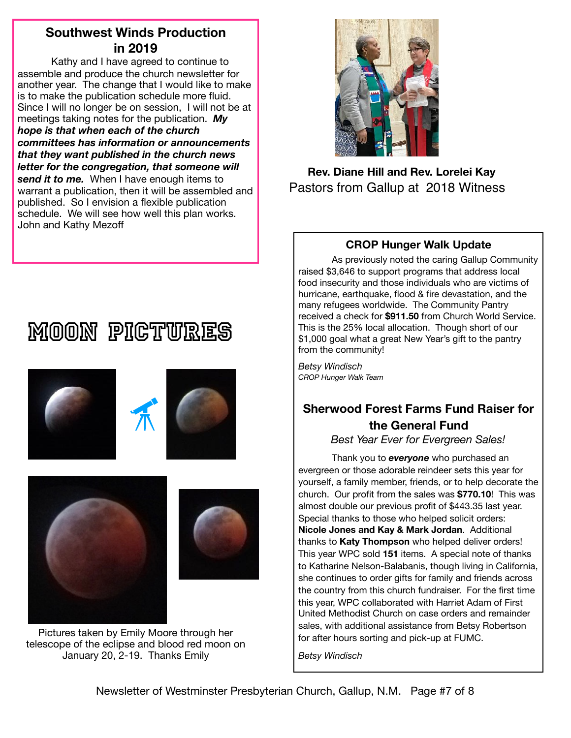## Southwest Winds Production in 2019

Kathy and I have agreed to continue to assemble and produce the church newsletter for another year. The change that I would like to make is to make the publication schedule more fluid. Since I will no longer be on session, I will not be at meetings taking notes for the publication. ***My hope is that when each of the church committees has information or announcements that they want published in the church news letter for the congregation, that someone will send it to me.*** When I have enough items to warrant a publication, then it will be assembled and published. So I envision a flexible publication schedule. We will see how well this plan works.
John and Kathy Mezoff

**Rev. Diane Hill and Rev. Lorelei Kay**
Pastors from Gallup at 2018 Witness

## MOON PICTURES

Pictures taken by Emily Moore through her telescope of the eclipse and blood red moon on January 20, 2-19. Thanks Emily

### CROP Hunger Walk Update

As previously noted the caring Gallup Community raised $3,646 to support programs that address local food insecurity and those individuals who are victims of hurricane, earthquake, flood & fire devastation, and the many refugees worldwide. The Community Pantry received a check for **$911.50** from Church World Service. This is the 25% local allocation. Though short of our $1,000 goal what a great New Year's gift to the pantry from the community!

*Betsy Windisch*
*CROP Hunger Walk Team*

### Sherwood Forest Farms Fund Raiser for the General Fund

*Best Year Ever for Evergreen Sales!*

Thank you to ***everyone*** who purchased an evergreen or those adorable reindeer sets this year for yourself, a family member, friends, or to help decorate the church. Our profit from the sales was **$770.10**! This was almost double our previous profit of $443.35 last year. Special thanks to those who helped solicit orders: **Nicole Jones and Kay & Mark Jordan**. Additional thanks to **Katy Thompson** who helped deliver orders! This year WPC sold **151** items. A special note of thanks to Katharine Nelson-Balabanis, though living in California, she continues to order gifts for family and friends across the country from this church fundraiser. For the first time this year, WPC collaborated with Harriet Adam of First United Methodist Church on case orders and remainder sales, with additional assistance from Betsy Robertson for after hours sorting and pick-up at FUMC.

*Betsy Windisch*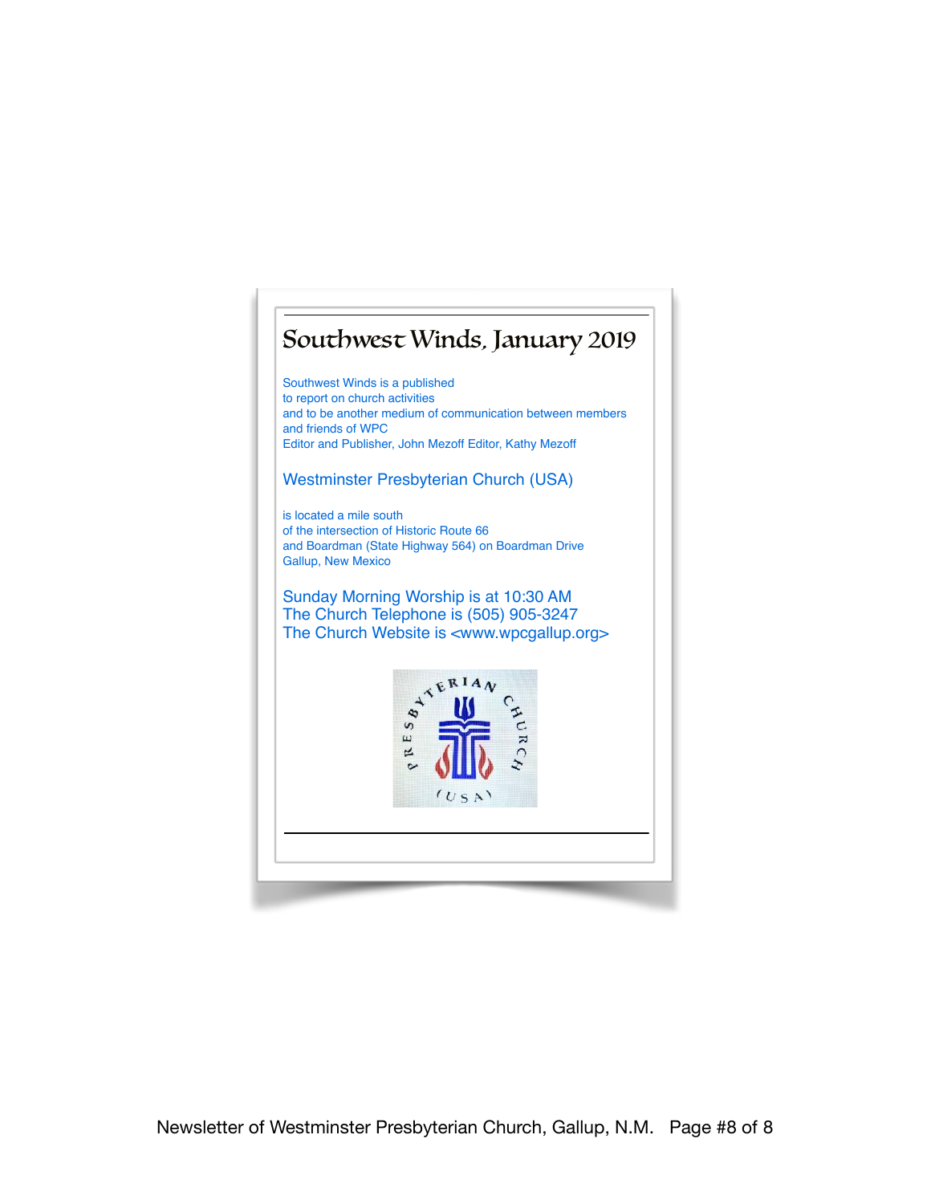# Southwest Winds, January 2019

Southwest Winds is a published
to report on church activities
and to be another medium of communication between members
and friends of WPC
Editor and Publisher, John Mezoff Editor, Kathy Mezoff

## Westminster Presbyterian Church (USA)

is located a mile south
of the intersection of Historic Route 66
and Boardman (State Highway 564) on Boardman Drive
Gallup, New Mexico

Sunday Morning Worship is at 10:30 AM
The Church Telephone is (505) 905-3247
The Church Website is <www.wpcgallup.org>